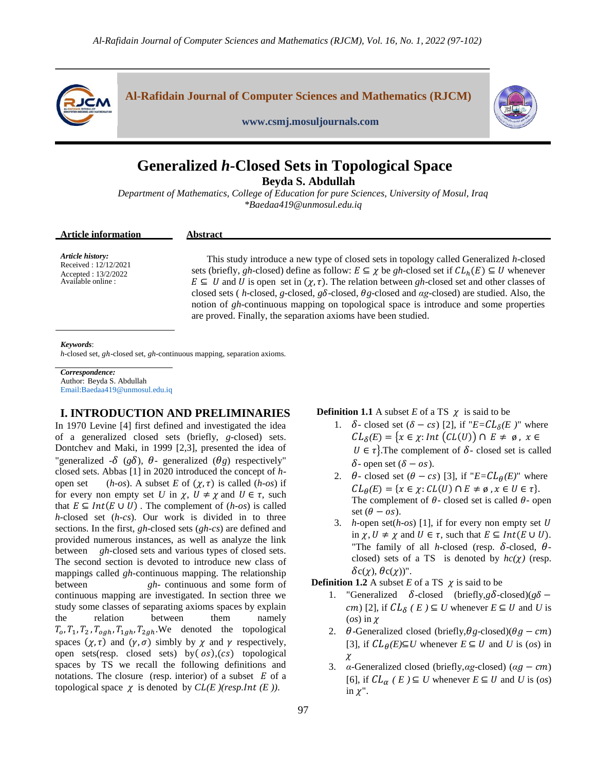# Generalized *h*-Closed Sets in Topological Space

**Beyda S. Abdullah**

*Department of Mathematics, College of Education for pure Sciences, University of Mosul, Iraq*
*\*Baedaa419@unmosul.edu.iq*

**Article information**

*Article history:*
Received : 12/12/2021
Accepted : 13/2/2022
Available online :

**Abstract**

This study introduce a new type of closed sets in topology called Generalized *h*-closed sets (briefly, *gh*-closed) define as follow: $E \subseteq \chi$ be *gh*-closed set if $CL_h(E) \subseteq U$ whenever $E \subseteq U$ and $U$ is open set in $(\chi, \tau)$. The relation between *gh*-closed set and other classes of closed sets ( *h*-closed, *g*-closed, $g\delta$-closed, $\theta g$-closed and $\alpha g$-closed) are studied. Also, the notion of *gh*-continuous mapping on topological space is introduce and some properties are proved. Finally, the separation axioms have been studied.

***Keywords***:
*h*-closed set, *gh*-closed set, *gh*-continuous mapping, separation axioms.

***Correspondence:***
Author: Beyda S. Abdullah
Email:Baedaa419@unmosul.edu.iq

## I. INTRODUCTION AND PRELIMINARIES

In 1970 Levine [4] first defined and investigated the idea of a generalized closed sets (briefly, *g*-closed) sets. Dontchev and Maki, in 1999 [2,3], presented the idea of "generalized -$\delta$ ($g\delta$), $\theta$- generalized ($\theta g$) respectively" closed sets. Abbas [1] in 2020 introduced the concept of *h*-open set (*h-os*). A subset $E$ of $(\chi, \tau)$ is called (*h-os*) if for every non empty set $U$ in $\chi$, $U \neq \chi$ and $U \in \tau$, such that $E \subseteq Int(E \cup U)$ . The complement of (*h-os*) is called *h*-closed set (*h-cs*). Our work is divided in to three sections. In the first, *gh*-closed sets (*gh-cs*) are defined and provided numerous instances, as well as analyze the link between *gh*-closed sets and various types of closed sets. The second section is devoted to introduce new class of mappings called *gh*-continuous mapping. The relationship between *gh*- continuous and some form of continuous mapping are investigated. In section three we study some classes of separating axioms spaces by explain the relation between them namely $T_o, T_1, T_2, T_{ogh}, T_{1gh}, T_{2gh}$.We denoted the topological spaces $(\chi, \tau)$ and $(\gamma, \sigma)$ simbly by $\chi$ and $\gamma$ respectively, open sets(resp. closed sets) by$(os)$,$(cs)$ topological spaces by TS we recall the following definitions and notations. The closure (resp. interior) of a subset $E$ of a topological space $\chi$ is denoted by *CL(E )(resp.Int (E ))*.

**Definition 1.1** A subset $E$ of a TS $\chi$ is said to be

1. $\delta$- closed set ($\delta - cs$) [2], if "$E=CL_\delta(E)$" where $CL_\delta(E) = \{x \in \chi: Int\ (CL(U)) \cap E \neq \emptyset\ ,\ x \in U \in \tau\}$.The complement of $\delta$- closed set is called $\delta$- open set ($\delta - os$).
2. $\theta$- closed set ($\theta - cs$) [3], if "$E=CL_\theta(E)$" where $CL_\theta(E) = \{x \in \chi: CL(U) \cap E \neq \emptyset\ , x \in U \in \tau\}$. The complement of $\theta$- closed set is called $\theta$- open set ($\theta - os$).
3. *h*-open set(*h-os*) [1], if for every non empty set $U$ in $\chi$, $U \neq \chi$ and $U \in \tau$, such that $E \subseteq Int(E \cup U)$. "The family of all *h*-closed (resp. $\delta$-closed, $\theta$-closed) sets of a TS is denoted by *hc*($\chi$) (resp. $\delta$c($\chi$), $\theta$c($\chi$))".

**Definition 1.2** A subset $E$ of a TS $\chi$ is said to be

1. "Generalized $\delta$-closed (briefly,$g\delta$-closed)($g\delta - cm$) [2], if $CL_\delta\ (E) \subseteq U$ whenever $E \subseteq U$ and $U$ is ($os$) in $\chi$
2. $\theta$-Generalized closed (briefly,$\theta g$-closed)($\theta g - cm$) [3], if $CL_\theta(E) \subseteq U$ whenever $E \subseteq U$ and $U$ is ($os$) in $\chi$
3. $\alpha$-Generalized closed (briefly,$\alpha g$-closed) ($\alpha g - cm$) [6], if $CL_\alpha\ (E) \subseteq U$ whenever $E \subseteq U$ and $U$ is ($os$) in $\chi$".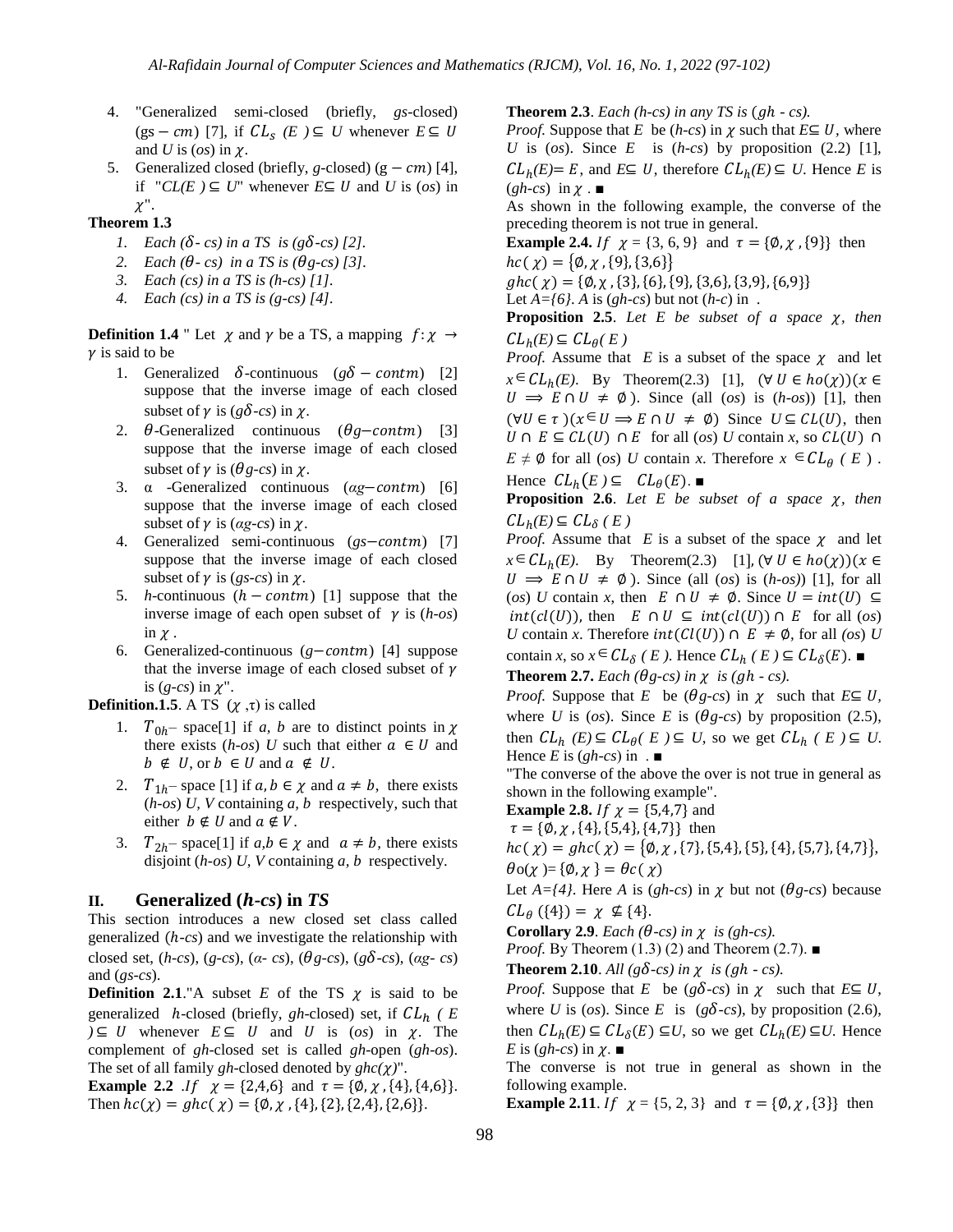4. "Generalized semi-closed (briefly, *gs*-closed) ($gs - cm$) [7], if $CL_s$ *(E )* $\subseteq U$ whenever $E \subseteq U$ and *U* is (*os*) in $\chi$.
5. Generalized closed (briefly, *g*-closed) ($g - cm$) [4], if "*CL(E )* $\subseteq U$" whenever $E \subseteq U$ and *U* is (*os*) in $\chi$".

**Theorem 1.3**

1. *Each ($\delta$- cs) in a TS is ($g\delta$-cs) [2].*
2. *Each ($\theta$- cs) in a TS is ($\theta g$-cs) [3].*
3. *Each (cs) in a TS is (h-cs) [1].*
4. *Each (cs) in a TS is (g-cs) [4].*

**Definition 1.4** " Let $\chi$ and $\gamma$ be a TS, a mapping $f: \chi \to \gamma$ is said to be

1. Generalized $\delta$-continuous ($g\delta - contm$) [2] suppose that the inverse image of each closed subset of $\gamma$ is ($g\delta$-*cs*) in $\chi$.
2. $\theta$-Generalized continuous ($\theta g - contm$) [3] suppose that the inverse image of each closed subset of $\gamma$ is ($\theta g$-*cs*) in $\chi$.
3. α -Generalized continuous ($\alpha g - contm$) [6] suppose that the inverse image of each closed subset of $\gamma$ is ($\alpha g$-*cs*) in $\chi$.
4. Generalized semi-continuous ($gs - contm$) [7] suppose that the inverse image of each closed subset of $\gamma$ is (*gs-cs*) in $\chi$.
5. *h*-continuous ($h - contm$) [1] suppose that the inverse image of each open subset of $\gamma$ is (*h-os*) in $\chi$ .
6. Generalized-continuous ($g - contm$) [4] suppose that the inverse image of each closed subset of $\gamma$ is (*g-cs*) in $\chi$".

**Definition.1.5**. A TS $(\chi, \tau)$ is called

1. $T_{0h}$– space[1] if *a, b* are to distinct points in $\chi$ there exists (*h-os*) *U* such that either $a \in U$ and $b \notin U$, or $b \in U$ and $a \notin U$.
2. $T_{1h}$– space [1] if $a, b \in \chi$ and $a \neq b$, there exists (*h-os*) *U*, *V* containing *a*, *b* respectively, such that either $b \notin U$ and $a \notin V$.
3. $T_{2h}$– space[1] if $a,b \in \chi$ and $a \neq b$, there exists disjoint (*h-os*) *U*, *V* containing *a, b* respectively.

## II. Generalized ($h$-*cs*) in *TS*

This section introduces a new closed set class called generalized (*h-cs*) and we investigate the relationship with closed set, (*h-cs*), (*g-cs*), ($\alpha$- *cs*), ($\theta g$-*cs*), ($g\delta$-*cs*), ($\alpha g$- *cs*) and (*gs-cs*).

**Definition 2.1**."A subset *E* of the TS $\chi$ is said to be generalized *h*-closed (briefly, *gh*-closed) set, if $CL_h$ *( E )* $\subseteq U$ whenever $E \subseteq U$ and *U* is (*os*) in $\chi$. The complement of *gh*-closed set is called *gh*-open (*gh-os*). The set of all family *gh*-closed denoted by *ghc*($\chi$)".

**Example 2.2** .*If* $\chi = \{2,4,6\}$ and $\tau = \{\emptyset, \chi, \{4\}, \{4,6\}\}$. Then $hc(\chi) = ghc(\chi) = \{\emptyset, \chi, \{4\}, \{2\}, \{2,4\}, \{2,6\}\}$.

**Theorem 2.3**. *Each (h-cs) in any TS is* ($gh$ - *cs*).

*Proof.* Suppose that *E* be (*h-cs*) in $\chi$ such that $E \subseteq U$, where *U* is (*os*). Since *E* is (*h-cs*) by proposition (2.2) [1], $CL_h(E) = E$, and $E \subseteq U$, therefore $CL_h(E) \subseteq U$. Hence *E* is (*gh-cs*) in $\chi$ . ■

As shown in the following example, the converse of the preceding theorem is not true in general.

**Example 2.4.** *If* $\chi$ = {3, 6, 9} and $\tau = \{\emptyset, \chi, \{9\}\}$ then $hc(\chi) = \{\emptyset, \chi, \{9\}, \{3,6\}\}$

$ghc(\chi) = \{\emptyset, \chi, \{3\}, \{6\}, \{9\}, \{3,6\}, \{3,9\}, \{6,9\}\}$

Let *A={6}*. *A* is (*gh-cs*) but not (*h-c*) in .

**Proposition 2.5**. *Let E be subset of a space* $\chi$, *then* $CL_h(E) \subseteq CL_\theta(E)$

*Proof.* Assume that *E* is a subset of the space $\chi$ and let $x \in CL_h(E)$. By Theorem(2.3) [1], $(\forall U \in ho(\chi))(x \in U \Rightarrow E \cap U \neq \emptyset)$. Since (all (*os*) is (*h-os*)) [1], then $(\forall U \in \tau)(x \in U \Rightarrow E \cap U \neq \emptyset)$ Since $U \subseteq CL(U)$, then $U \cap E \subseteq CL(U) \cap E$ for all (*os*) *U* contain *x*, so $CL(U) \cap E \neq \emptyset$ for all (*os*) *U* contain *x*. Therefore $x \in CL_\theta(E)$. Hence $CL_h(E) \subseteq CL_\theta(E)$. ■

**Proposition 2.6**. *Let E be subset of a space* $\chi$, *then* $CL_h(E) \subseteq CL_\delta(E)$

*Proof.* Assume that *E* is a subset of the space $\chi$ and let $x \in CL_h(E)$. By Theorem(2.3) [1], $(\forall U \in ho(\chi))(x \in U \Rightarrow E \cap U \neq \emptyset)$. Since (all (*os*) is (*h-os*)) [1], for all (*os*) *U* contain *x*, then $E \cap U \neq \emptyset$. Since $U = int(U) \subseteq int(cl(U))$, then $E \cap U \subseteq int(cl(U)) \cap E$ for all (*os*) *U* contain *x*. Therefore $int(Cl(U)) \cap E \neq \emptyset$, for all (*os*) *U* contain *x*, so $x \in CL_\delta(E)$. Hence $CL_h(E) \subseteq CL_\delta(E)$. ■

**Theorem 2.7.** *Each ($\theta g$-cs) in $\chi$ is* ($gh$ - *cs*).

*Proof.* Suppose that *E* be ($\theta g$-*cs*) in $\chi$ such that $E \subseteq U$, where *U* is (*os*). Since *E* is ($\theta g$-*cs*) by proposition (2.5), then $CL_h(E) \subseteq CL_\theta(E) \subseteq U$, so we get $CL_h(E) \subseteq U$. Hence *E* is (*gh-cs*) in . ■

"The converse of the above the over is not true in general as shown in the following example".

**Example 2.8.** *If* $\chi = \{5,4,7\}$ and $\tau = \{\emptyset, \chi, \{4\}, \{5,4\}, \{4,7\}\}$ then $hc(\chi) = ghc(\chi) = \{\emptyset, \chi, \{7\}, \{5,4\}, \{5\}, \{4\}, \{5,7\}, \{4,7\}\}$, $\theta o(\chi) = \{\emptyset, \chi\} = \theta c(\chi)$

Let *A={4}*. Here *A* is (*gh-cs*) in $\chi$ but not ($\theta g$-*cs*) because $CL_\theta(\{4\}) = \chi \nsubseteq \{4\}$.

**Corollary 2.9**. *Each ($\theta$-cs) in $\chi$ is (gh-cs).*

*Proof.* By Theorem (1.3) (2) and Theorem (2.7). ■

**Theorem 2.10**. *All ($g\delta$-cs) in $\chi$ is* ($gh$ - *cs*).

*Proof.* Suppose that *E* be ($g\delta$-*cs*) in $\chi$ such that $E \subseteq U$, where *U* is (*os*). Since *E* is ($g\delta$-*cs*), by proposition (2.6), then $CL_h(E) \subseteq CL_\delta(E) \subseteq U$, so we get $CL_h(E) \subseteq U$. Hence *E* is (*gh-cs*) in $\chi$. ■

The converse is not true in general as shown in the following example.

**Example 2.11**. *If* $\chi$ = {5, 2, 3} and $\tau = \{\emptyset, \chi, \{3\}\}$ then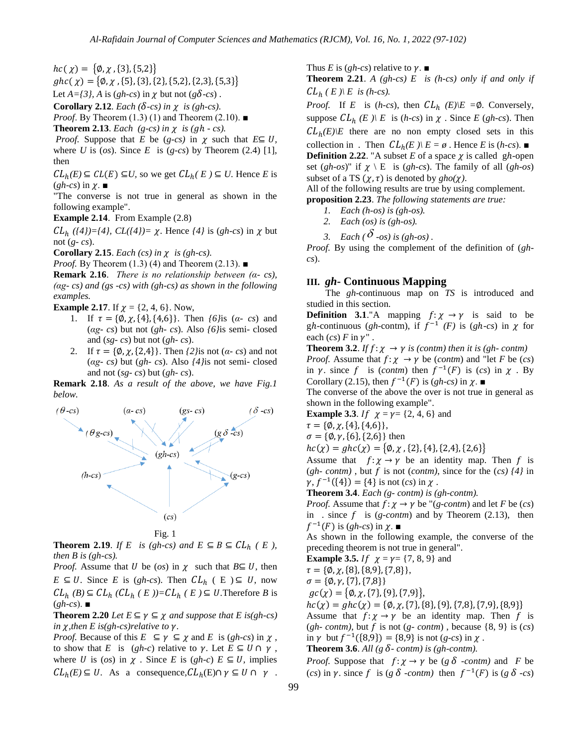$hc(\chi) = \{\emptyset, \chi, \{3\}, \{5,2\}\}$

$ghc(\chi) = \{\emptyset, \chi, \{5\}, \{3\}, \{2\}, \{5,2\}, \{2,3\}, \{5,3\}\}$

Let $A=\{3\}$, $A$ is (*gh-cs*) in $\chi$ but not ($g\delta$-*cs*) .

**Corollary 2.12**. *Each* ($\delta$-*cs*) *in* $\chi$ *is (gh-cs).*

*Proof*. By Theorem (1.3) (1) and Theorem (2.10). ∎

**Theorem 2.13**. *Each (g-cs) in* $\chi$ *is (gh - cs).*

*Proof.* Suppose that $E$ be (*g-cs*) in $\chi$ such that $E \subseteq U$, where $U$ is (*os*). Since $E$ is (*g-cs*) by Theorem (2.4) [1], then

$CL_h(E) \subseteq CL(E) \subseteq U$, so we get $CL_h(E) \subseteq U$. Hence $E$ is (*gh-cs*) in $\chi$. ∎

"The converse is not true in general as shown in the following example".

**Example 2.14**. From Example (2.8)

$CL_h(\{4\})=\{4\}$, $CL(\{4\})= \chi$. Hence $\{4\}$ is (*gh-cs*) in $\chi$ but not (*g- cs*).

**Corollary 2.15**. *Each (cs) in* $\chi$ *is (gh-cs).*

*Proof.* By Theorem (1.3) (4) and Theorem (2.13). ∎

**Remark 2.16**. *There is no relationship between (α- cs), (αg- cs) and (gs -cs) with (gh-cs) as shown in the following examples.*

**Example 2.17**. If $\chi = \{2, 4, 6\}$. Now,

1. If $\tau = \{\emptyset, \chi, \{4\}, \{4,6\}\}$. Then *{6}*is (*α- cs*) and (*αg- cs*) but not (*gh- cs*). Also *{6}*is semi- closed and (*sg- cs*) but not (*gh- cs*).
2. If $\tau = \{\emptyset, \chi, \{2,4\}\}$. Then *{2}*is not (*α- cs*) and not (*αg- cs*) but (*gh- cs*). Also *{4}*is not semi- closed and not (*sg- cs*) but (*gh- cs*).

**Remark 2.18**. *As a result of the above, we have Fig.1 below.*

Fig. 1

**Theorem 2.19**. *If* $E$ *is (gh-cs) and* $E \subseteq B \subseteq CL_h(E)$, *then B is (gh-cs).*

*Proof.* Assume that $U$ be (*os*) in $\chi$ such that $B \subseteq U$, then $E \subseteq U$. Since $E$ is (*gh-cs*). Then $CL_h(E) \subseteq U$, now $CL_h(B) \subseteq CL_h(CL_h(E)) = CL_h(E) \subseteq U$. Therefore $B$ is (*gh-cs*). ∎

**Theorem 2.20** *Let* $E \subseteq \gamma \subseteq \chi$ *and suppose that E is(gh-cs) in* $\chi$,*then E is(gh-cs)relative to* $\gamma$.

*Proof.* Because of this $E \subseteq \gamma \subseteq \chi$ and $E$ is (*gh-cs*) in $\chi$, to show that $E$ is (*gh-c*) relative to $\gamma$. Let $E \subseteq U \cap \gamma$, where $U$ is (*os*) in $\chi$. Since $E$ is (*gh-c*) $E \subseteq U$, implies $CL_h(E) \subseteq U$. As a consequence, $CL_h(E) \cap \gamma \subseteq U \cap \gamma$.

Thus $E$ is (*gh-cs*) relative to $\gamma$. ∎

**Theorem 2.21**. *A (gh-cs) E is (h-cs) only if and only if* $CL_h(E) \setminus E$ *is (h-cs).*

*Proof.* If $E$ is (*h-cs*), then $CL_h(E) \setminus E = \emptyset$. Conversely, suppose $CL_h(E) \setminus E$ is (*h-cs*) in $\chi$. Since $E$ (*gh-cs*). Then $CL_h(E) \setminus E$ there are no non empty closed sets in this collection in . Then $CL_h(E) \setminus E = \emptyset$. Hence $E$ is (*h-cs*). ∎

**Definition 2.22**. "A subset $E$ of a space $\chi$ is called *gh*-open set (*gh-os*)" if $\chi \setminus E$ is (*gh-cs*). The family of all (*gh-os*) subset of a TS $(\chi, \tau)$ is denoted by *gho*($\chi$).

All of the following results are true by using complement.

**proposition 2.23**. *The following statements are true:*

1. *Each (h-os) is (gh-os).*
2. *Each (os) is (gh-os).*
3. *Each (*$\delta$ *-os) is (gh-os) .*

*Proof.* By using the complement of the definition of (*gh-cs*).

## III. *gh-* Continuous Mapping

The *gh*-continuous map on *TS* is introduced and studied in this section.

**Definition 3.1**."A mapping $f: \chi \rightarrow \gamma$ is said to be *gh*-continuous (*gh*-contm), if $f^{-1}(F)$ is (*gh-cs*) in $\chi$ for each (*cs*) $F$ in $\gamma$" .

**Theorem 3.2**. *If* $f: \chi \rightarrow \gamma$ *is (contm) then it is (gh- contm)*

*Proof.* Assume that $f: \chi \rightarrow \gamma$ be (*contm*) and "let $F$ be (*cs*) in $\gamma$. since $f$ is (*contm*) then $f^{-1}(F)$ is (*cs*) in $\chi$ . By Corollary (2.15), then $f^{-1}(F)$ is (*gh-cs*) in $\chi$. ∎

The converse of the above the over is not true in general as shown in the following example".

**Example 3.3**. *If* $\chi = \gamma = \{2, 4, 6\}$ and

$\tau = \{\emptyset, \chi, \{4\}, \{4,6\}\}$,

$\sigma = \{\emptyset, \gamma, \{6\}, \{2,6\}\}$ then

$hc(\chi) = ghc(\chi) = \{\emptyset, \chi, \{2\}, \{4\}, \{2,4\}, \{2,6\}\}$

Assume that $f: \chi \rightarrow \gamma$ be an identity map. Then $f$ is (*gh- contm*) , but $f$ is not (*contm*), since for the (*cs*) *{4}* in $\gamma$, $f^{-1}(\{4\}) = \{4\}$ is not (*cs*) in $\chi$ .

**Theorem 3.4**. *Each (g- contm) is (gh-contm).*

*Proof.* Assume that $f: \chi \rightarrow \gamma$ be "(*g-contm*) and let $F$ be (*cs*) in . since $f$ is (*g-contm*) and by Theorem (2.13), then $f^{-1}(F)$ is (*gh-cs*) in $\chi$. ∎

As shown in the following example, the converse of the preceding theorem is not true in general".

**Example 3.5.** *If* $\chi = \gamma = \{7, 8, 9\}$ and

$\tau = \{\emptyset, \chi, \{8\}, \{8,9\}, \{7,8\}\}$,

$\sigma = \{\emptyset, \gamma, \{7\}, \{7,8\}\}$

$gc(\chi) = \{\emptyset, \chi, \{7\}, \{9\}, \{7,9\}\}$,

$hc(\chi) = ghc(\chi) = \{\emptyset, \chi, \{7\}, \{8\}, \{9\}, \{7,8\}, \{7,9\}, \{8,9\}\}$

Assume that $f: \chi \rightarrow \gamma$ be an identity map. Then $f$ is (*gh- contm*), but $f$ is not (*g- contm*) , because {8, 9} is (*cs*) in $\gamma$ but $f^{-1}(\{8,9\}) = \{8,9\}$ is not (*g-cs*) in $\chi$ .

**Theorem 3.6**. *All (g* $\delta$*- contm) is (gh-contm).*

*Proof.* Suppose that $f: \chi \rightarrow \gamma$ be (*g* $\delta$ *-contm*) and $F$ be (*cs*) in $\gamma$. since $f$ is (*g* $\delta$ *-contm*) then $f^{-1}(F)$ is (*g* $\delta$ *-cs*)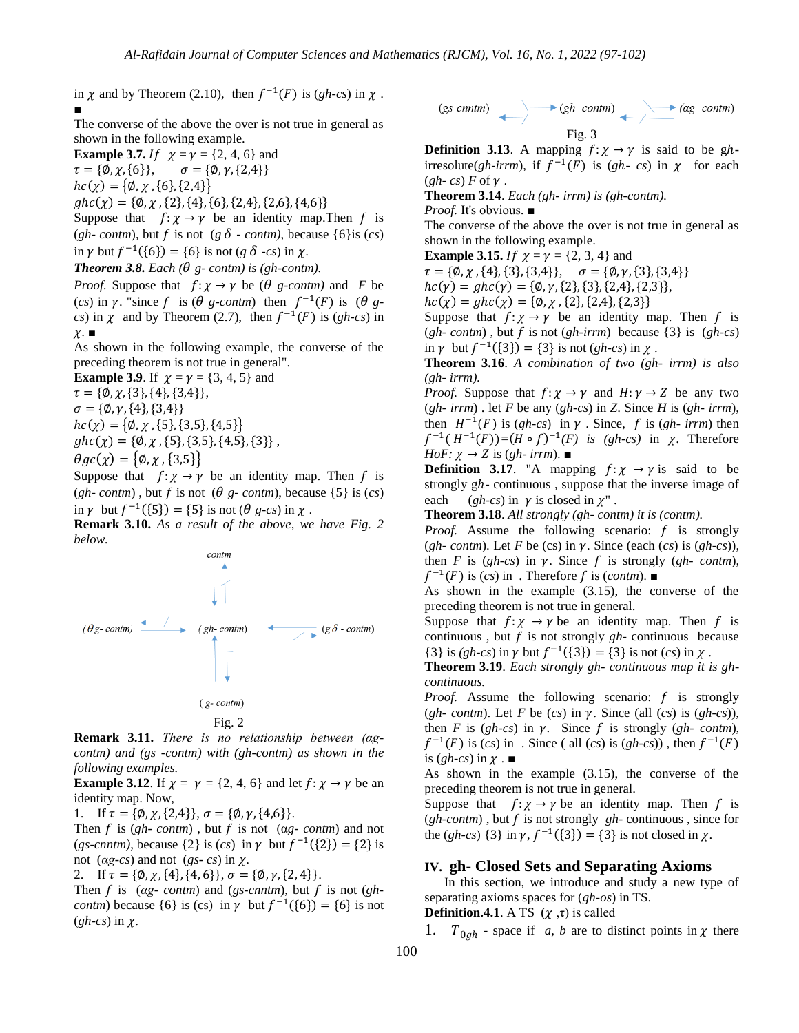in $\chi$ and by Theorem (2.10), then $f^{-1}(F)$ is (*gh-cs*) in $\chi$ . ■

The converse of the above the over is not true in general as shown in the following example.

**Example 3.7.** *If* $\chi = \gamma = \{2, 4, 6\}$ and
$\tau = \{\emptyset, \chi, \{6\}\}$, $\sigma = \{\emptyset, \gamma, \{2,4\}\}$
$hc(\chi) = \{\emptyset, \chi, \{6\}, \{2,4\}\}$
$ghc(\chi) = \{\emptyset, \chi, \{2\}, \{4\}, \{6\}, \{2,4\}, \{2,6\}, \{4,6\}\}$
Suppose that $f: \chi \to \gamma$ be an identity map.Then $f$ is (*gh- contm*), but $f$ is not ($g\delta$ - *contm*), because $\{6\}$is (*cs*) in $\gamma$ but $f^{-1}(\{6\}) = \{6\}$ is not ($g\delta$ -*cs*) in $\chi$.

***Theorem 3.8.*** *Each ($\theta$ g- contm) is (gh-contm).*

*Proof.* Suppose that $f: \chi \to \gamma$ be ($\theta$ *g-contm*) and $F$ be (*cs*) in $\gamma$. "since $f$ is ($\theta$ *g-contm*) then $f^{-1}(F)$ is ($\theta$ *g-cs*) in $\chi$ and by Theorem (2.7), then $f^{-1}(F)$ is (*gh-cs*) in $\chi$. ■

As shown in the following example, the converse of the preceding theorem is not true in general".

**Example 3.9**. If $\chi = \gamma = \{3, 4, 5\}$ and
$\tau = \{\emptyset, \chi, \{3\}, \{4\}, \{3,4\}\}$,
$\sigma = \{\emptyset, \gamma, \{4\}, \{3,4\}\}$
$hc(\chi) = \{\emptyset, \chi, \{5\}, \{3,5\}, \{4,5\}\}$
$ghc(\chi) = \{\emptyset, \chi, \{5\}, \{3,5\}, \{4,5\}, \{3\}\}$ ,
$\theta gc(\chi) = \{\emptyset, \chi, \{3,5\}\}$
Suppose that $f: \chi \to \gamma$ be an identity map. Then $f$ is (*gh- contm*) , but $f$ is not ($\theta$ *g- contm*), because $\{5\}$ is (*cs*) in $\gamma$ but $f^{-1}(\{5\}) = \{5\}$ is not ($\theta$ *g-cs*) in $\chi$ .

**Remark 3.10.** *As a result of the above, we have Fig. 2 below.*

Fig. 2

**Remark 3.11.** *There is no relationship between (αg-contm) and (gs -contm) with (gh-contm) as shown in the following examples.*

**Example 3.12**. If $\chi = \gamma = \{2, 4, 6\}$ and let $f: \chi \to \gamma$ be an identity map. Now,

1. If $\tau = \{\emptyset, \chi, \{2,4\}\}$, $\sigma = \{\emptyset, \gamma, \{4,6\}\}$.

Then $f$ is (*gh- contm*) , but $f$ is not (*αg- contm*) and not (*gs-cnntm*), because $\{2\}$ is (*cs*) in $\gamma$ but $f^{-1}(\{2\}) = \{2\}$ is not (*αg-cs*) and not (*gs- cs*) in $\chi$.

2. If $\tau = \{\emptyset, \chi, \{4\}, \{4, 6\}\}$, $\sigma = \{\emptyset, \gamma, \{2, 4\}\}$.

Then $f$ is (*αg- contm*) and (*gs-cnntm*), but $f$ is not (*gh-contm*) because $\{6\}$ is (cs) in $\gamma$ but $f^{-1}(\{6\}) = \{6\}$ is not (*gh-cs*) in $\chi$.

Fig. 3

**Definition 3.13**. A mapping $f: \chi \to \gamma$ is said to be *gh*-irresolute(*gh-irrm*), if $f^{-1}(F)$ is (*gh- cs*) in $\chi$ for each (*gh- cs*) $F$ of $\gamma$ .

**Theorem 3.14**. *Each (gh- irrm) is (gh-contm).*

*Proof.* It's obvious. ■

The converse of the above the over is not true in general as shown in the following example.

**Example 3.15.** *If* $\chi = \gamma = \{2, 3, 4\}$ and
$\tau = \{\emptyset, \chi, \{4\}, \{3\}, \{3,4\}\}$, $\sigma = \{\emptyset, \gamma, \{3\}, \{3,4\}\}$
$hc(\gamma) = ghc(\gamma) = \{\emptyset, \gamma, \{2\}, \{3\}, \{2,4\}, \{2,3\}\}$,
$hc(\chi) = ghc(\chi) = \{\emptyset, \chi, \{2\}, \{2,4\}, \{2,3\}\}$
Suppose that $f: \chi \to \gamma$ be an identity map. Then $f$ is (*gh- contm*) , but $f$ is not (*gh-irrm*) because $\{3\}$ is (*gh-cs*) in $\gamma$ but $f^{-1}(\{3\}) = \{3\}$ is not (*gh-cs*) in $\chi$ .

**Theorem 3.16**. *A combination of two (gh- irrm) is also (gh- irrm).*

*Proof.* Suppose that $f: \chi \to \gamma$ and $H: \gamma \to Z$ be any two (*gh- irrm*) . let $F$ be any (*gh-cs*) in *Z*. Since $H$ is (*gh- irrm*), then $H^{-1}(F)$ is (*gh-cs*) in $\gamma$ . Since, $f$ is (*gh- irrm*) then $f^{-1}(H^{-1}(F)) = (H \circ f)^{-1}(F)$ *is (gh-cs) in* $\chi$. Therefore *HoF:* $\chi \to Z$ is (*gh- irrm*). ■

**Definition 3.17**. "A mapping $f: \chi \to \gamma$ is said to be strongly *gh*- continuous , suppose that the inverse image of each (*gh-cs*) in $\gamma$ is closed in $\chi$" .

**Theorem 3.18**. *All strongly (gh- contm) it is (contm).*

*Proof.* Assume the following scenario: $f$ is strongly (*gh- contm*). Let $F$ be (cs) in $\gamma$. Since (each (*cs*) is (*gh-cs*)), then $F$ is (*gh-cs*) in $\gamma$. Since $f$ is strongly (*gh- contm*), $f^{-1}(F)$ is (*cs*) in . Therefore $f$ is (*contm*). ■

As shown in the example (3.15), the converse of the preceding theorem is not true in general.

Suppose that $f: \chi \to \gamma$ be an identity map. Then $f$ is continuous , but $f$ is not strongly *gh*- continuous because $\{3\}$ is (*gh-cs*) in $\gamma$ but $f^{-1}(\{3\}) = \{3\}$ is not (*cs*) in $\chi$ .

**Theorem 3.19**. *Each strongly gh- continuous map it is gh-continuous.*

*Proof.* Assume the following scenario: $f$ is strongly (*gh- contm*). Let $F$ be (*cs*) in $\gamma$. Since (all (*cs*) is (*gh-cs*)), then $F$ is (*gh-cs*) in $\gamma$. Since $f$ is strongly (*gh- contm*), $f^{-1}(F)$ is (*cs*) in . Since ( all (*cs*) is (*gh-cs*)) , then $f^{-1}(F)$ is (*gh-cs*) in $\chi$ . ■

As shown in the example (3.15), the converse of the preceding theorem is not true in general.

Suppose that $f: \chi \to \gamma$ be an identity map. Then $f$ is (*gh-contm*) , but $f$ is not strongly *gh*- continuous , since for the (*gh-cs*) $\{3\}$ in $\gamma$, $f^{-1}(\{3\}) = \{3\}$ is not closed in $\chi$.

## IV. gh- Closed Sets and Separating Axioms

In this section, we introduce and study a new type of separating axioms spaces for (*gh-os*) in TS.

**Definition.4.1**. A TS ($\chi$ ,τ) is called

1. $T_{0gh}$ - space if $a$, $b$ are to distinct points in $\chi$ there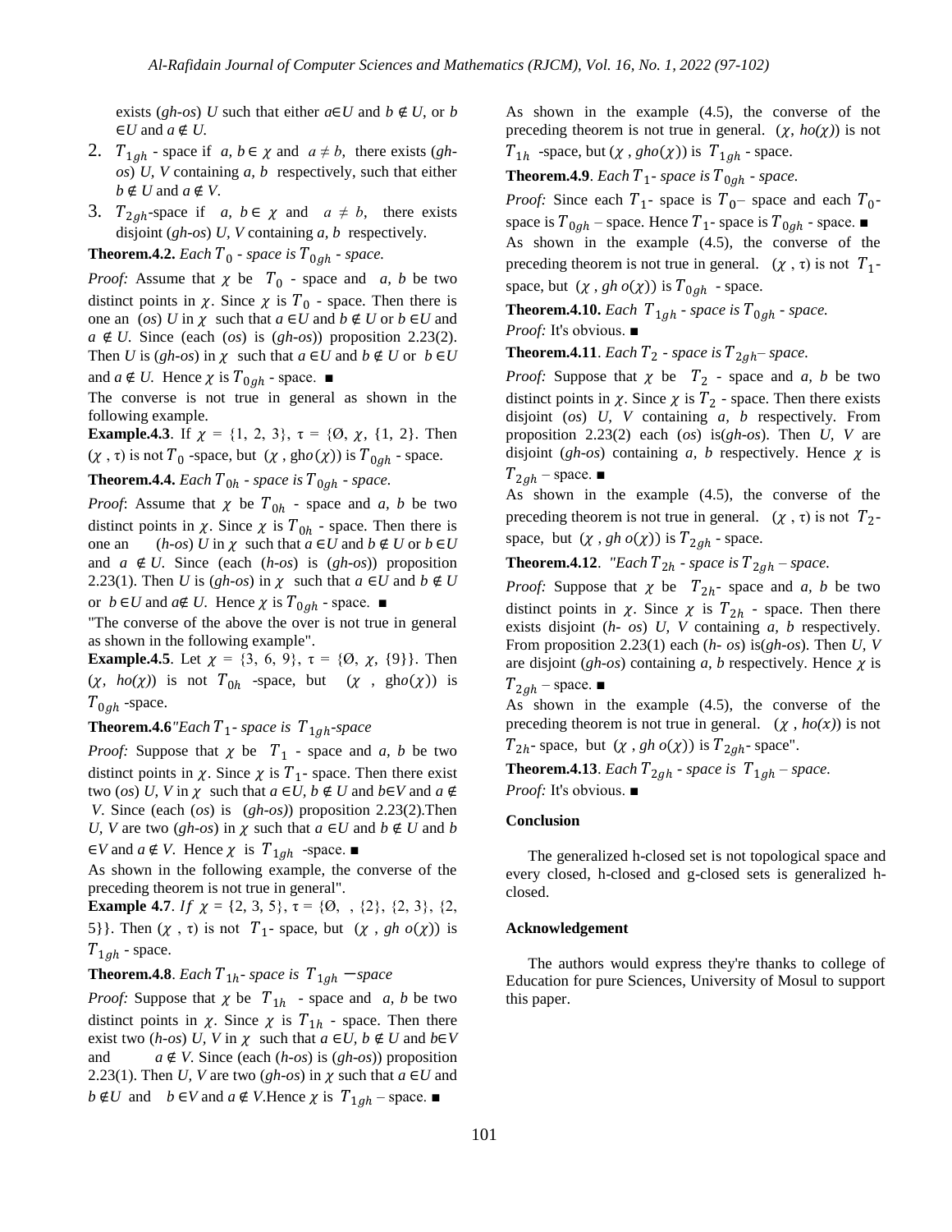exists (*gh-os*) *U* such that either *a*∈*U* and *b* ∉ *U*, or *b* ∈*U* and *a* ∉ *U.*

2. $T_{1gh}$ - space if *a, b* ∈ $\chi$ and *a* ≠ *b*, there exists (*gh-os*) *U, V* containing *a, b* respectively, such that either *b* ∉ *U* and *a* ∉ *V*.
3. $T_{2gh}$-space if *a, b* ∈ $\chi$ and *a* ≠ *b*, there exists disjoint (*gh-os*) *U, V* containing *a, b* respectively.

**Theorem.4.2.** *Each $T_0$ - space is $T_{0gh}$ - space.*

*Proof:* Assume that $\chi$ be $T_0$ - space and *a, b* be two distinct points in $\chi$. Since $\chi$ is $T_0$ - space. Then there is one an (*os*) *U* in $\chi$ such that *a* ∈*U* and *b* ∉ *U* or *b* ∈*U* and *a* ∉ *U*. Since (each (*os*) is (*gh-os*)) proposition 2.23(2). Then *U* is (*gh-os*) in $\chi$ such that *a* ∈*U* and *b* ∉ *U* or *b* ∈*U* and *a* ∉ *U*. Hence $\chi$ is $T_{0gh}$ - space. ■

The converse is not true in general as shown in the following example.

**Example.4.3**. If $\chi$ = {1, 2, 3}, τ = {Ø, $\chi$, {1, 2}. Then ($\chi$ , τ) is not $T_0$ -space, but ($\chi$ , gh*o*($\chi$)) is $T_{0gh}$ - space.

**Theorem.4.4.** *Each $T_{0h}$ - space is $T_{0gh}$ - space.*

*Proof*: Assume that $\chi$ be $T_{0h}$ - space and *a, b* be two distinct points in $\chi$. Since $\chi$ is $T_{0h}$ - space. Then there is one an (*h-os*) *U* in $\chi$ such that *a* ∈*U* and *b* ∉ *U* or *b* ∈*U* and *a* ∉ *U*. Since (each (*h-os*) is (*gh-os*)) proposition 2.23(1). Then *U* is (*gh-os*) in $\chi$ such that *a* ∈*U* and *b* ∉ *U* or *b* ∈*U* and *a*∉ *U*. Hence $\chi$ is $T_{0gh}$ - space. ■

"The converse of the above the over is not true in general as shown in the following example".

**Example.4.5**. Let $\chi$ = {3, 6, 9}, τ = {Ø, $\chi$, {9}}. Then ($\chi$, *ho*($\chi$)) is not $T_{0h}$ -space, but ($\chi$ , gh*o*($\chi$)) is $T_{0gh}$ -space.

**Theorem.4.6***"Each $T_1$- space is $T_{1gh}$-space*

*Proof:* Suppose that $\chi$ be $T_1$ - space and *a, b* be two distinct points in $\chi$. Since $\chi$ is $T_1$- space. Then there exist two (*os*) *U, V* in $\chi$ such that *a* ∈*U, b* ∉ *U* and *b*∈*V* and *a* ∉ *V*. Since (each (*os*) is (*gh-os)*) proposition 2.23(2).Then *U, V* are two (*gh-os*) in $\chi$ such that *a* ∈*U* and *b* ∉ *U* and *b* ∈*V* and *a* ∉ *V*. Hence $\chi$ is $T_{1gh}$ -space. ■

As shown in the following example, the converse of the preceding theorem is not true in general".

**Example 4.7**. *If* $\chi$ = {2, 3, 5}, τ = {Ø, , {2}, {2, 3}, {2, 5}}. Then ($\chi$ , τ) is not $T_1$- space, but ($\chi$ , *gh o*($\chi$)) is $T_{1gh}$ - space.

**Theorem.4.8**. *Each $T_{1h}$- space is $T_{1gh}$ −space*

*Proof:* Suppose that $\chi$ be $T_{1h}$ - space and *a, b* be two distinct points in $\chi$. Since $\chi$ is $T_{1h}$ - space. Then there exist two (*h-os*) *U, V* in $\chi$ such that *a* ∈*U, b* ∉ *U* and *b*∈*V* and *a* ∉ *V*. Since (each (*h-os*) is (*gh-os*)) proposition 2.23(1). Then *U, V* are two (*gh-os*) in $\chi$ such that *a* ∈*U* and *b* ∉*U* and *b* ∈*V* and *a* ∉ *V*.Hence $\chi$ is $T_{1gh}$ – space. ■

As shown in the example (4.5), the converse of the preceding theorem is not true in general. ($\chi$, *ho*($\chi$)) is not $T_{1h}$ -space, but ($\chi$ , *gho*($\chi$)) is $T_{1gh}$ - space.

**Theorem.4.9**. *Each $T_1$- space is $T_{0gh}$ - space.*

*Proof:* Since each $T_1$- space is $T_0$– space and each $T_0$-space is $T_{0gh}$ – space. Hence $T_1$- space is $T_{0gh}$ - space. ■

As shown in the example (4.5), the converse of the preceding theorem is not true in general. ($\chi$ , τ) is not $T_1$-space, but ($\chi$ , *gh o*($\chi$)) is $T_{0gh}$ - space.

**Theorem.4.10.** *Each $T_{1gh}$ - space is $T_{0gh}$ - space.*

*Proof:* It's obvious. ■

**Theorem.4.11**. *Each $T_2$ - space is $T_{2gh}$– space.*

*Proof:* Suppose that $\chi$ be $T_2$ - space and *a, b* be two distinct points in $\chi$. Since $\chi$ is $T_2$ - space. Then there exists disjoint (*os*) *U, V* containing *a, b* respectively. From proposition 2.23(2) each (*os*) is(*gh-os*). Then *U, V* are disjoint (*gh-os*) containing *a, b* respectively. Hence $\chi$ is $T_{2gh}$ – space. ■

As shown in the example (4.5), the converse of the preceding theorem is not true in general. ($\chi$ , τ) is not $T_2$-space, but ($\chi$ , *gh o*($\chi$)) is $T_{2gh}$ - space.

**Theorem.4.12**. *"Each $T_{2h}$ - space is $T_{2gh}$ – space.*

*Proof:* Suppose that $\chi$ be $T_{2h}$- space and *a, b* be two distinct points in $\chi$. Since $\chi$ is $T_{2h}$ - space. Then there exists disjoint (*h- os*) *U, V* containing *a, b* respectively. From proposition 2.23(1) each (*h- os*) is(*gh-os*). Then *U, V* are disjoint (*gh-os*) containing *a, b* respectively. Hence $\chi$ is $T_{2gh}$ – space. ■

As shown in the example (4.5), the converse of the preceding theorem is not true in general. ($\chi$ , *ho*($x$)) is not $T_{2h}$- space, but ($\chi$ , *gh o*($\chi$)) is $T_{2gh}$- space".

**Theorem.4.13**. *Each $T_{2gh}$ - space is $T_{1gh}$ – space.*

*Proof:* It's obvious. ■

## Conclusion

The generalized h-closed set is not topological space and every closed, h-closed and g-closed sets is generalized h-closed.

## Acknowledgement

The authors would express they're thanks to college of Education for pure Sciences, University of Mosul to support this paper.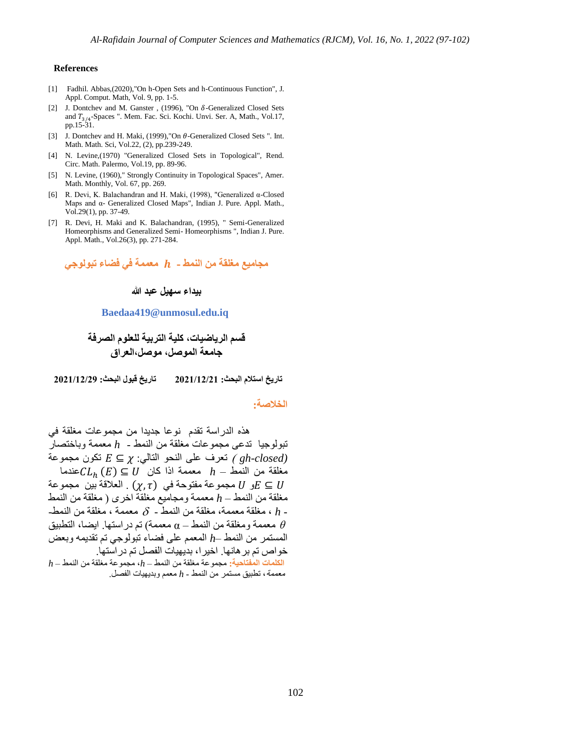## References

[1] Fadhil. Abbas,(2020),"On h-Open Sets and h-Continuous Function", J. Appl. Comput. Math, Vol. 9, pp. 1-5.

[2] J. Dontchev and M. Ganster , (1996), "On $\delta$-Generalized Closed Sets and $T_{3/4}$-Spaces ". Mem. Fac. Sci. Kochi. Unvi. Ser. A, Math., Vol.17, pp.15-31.

[3] J. Dontchev and H. Maki, (1999),"On $\theta$-Generalized Closed Sets ". Int. Math. Math. Sci, Vol.22, (2), pp.239-249.

[4] N. Levine,(1970) "Generalized Closed Sets in Topological", Rend. Circ. Math. Palermo, Vol.19, pp. 89-96.

[5] N. Levine, (1960)," Strongly Continuity in Topological Spaces", Amer. Math. Monthly, Vol. 67, pp. 269.

[6] R. Devi, K. Balachandran and H. Maki, (1998), "Generalized α-Closed Maps and α- Generalized Closed Maps", Indian J. Pure. Appl. Math., Vol.29(1), pp. 37-49.

[7] R. Devi, H. Maki and K. Balachandran, (1995), " Semi-Generalized Homeorphisms and Generalized Semi- Homeorphisms ", Indian J. Pure. Appl. Math., Vol.26(3), pp. 271-284.

# مجاميع مغلقة من النمط - $h$ معممة في فضاء تبولوجي

**بيداء سهيل عبد الله**

**Baedaa419@unmosul.edu.iq**

**قسم الرياضيات، كلية التربية للعلوم الصرفة**
**جامعة الموصل، موصل،العراق**

**تاريخ استلام البحث: 2021/12/21 تاريخ قبول البحث: 2021/12/29**

## الخلاصة:

هذه الدراسة تقدم نوعا جديدا من مجموعات مغلقة في تبولوجيا تدعى مجموعات مغلقة من النمط - $h$ معممة وباختصار *( gh-closed)* تعرف على النحو التالي: $E \subseteq \chi$ تكون مجموعة مغلقة من النمط – $h$ معممة اذا كان $CL_h(E) \subseteq U$ عندما $E \subseteq U$ و $U$ مجموعة مفتوحة في $(\chi, \tau)$ . العلاقة بين مجموعة مغلقة من النمط – $h$ معممة ومجاميع مغلقة اخرى ( مغلقة من النمط - $h$ ، مغلقة معممة، مغلقة من النمط - $\delta$ معممة ، مغلقة من النمط- $\theta$ معممة ومغلقة من النمط – α معممة) تم دراستها. ايضا، التطبيق المستمر من النمط –$h$ المعمم على فضاء تبولوجي تم تقديمه وبعض خواص تم برهانها. اخيرا، بديهيات الفصل تم دراستها.

**الكلمات المفتاحية:** مجموعة مغلقة من النمط – $h$، مجموعة مغلقة من النمط – $h$ معممة، تطبيق مستمر من النمط - $h$ معمم وبديهيات الفصل.